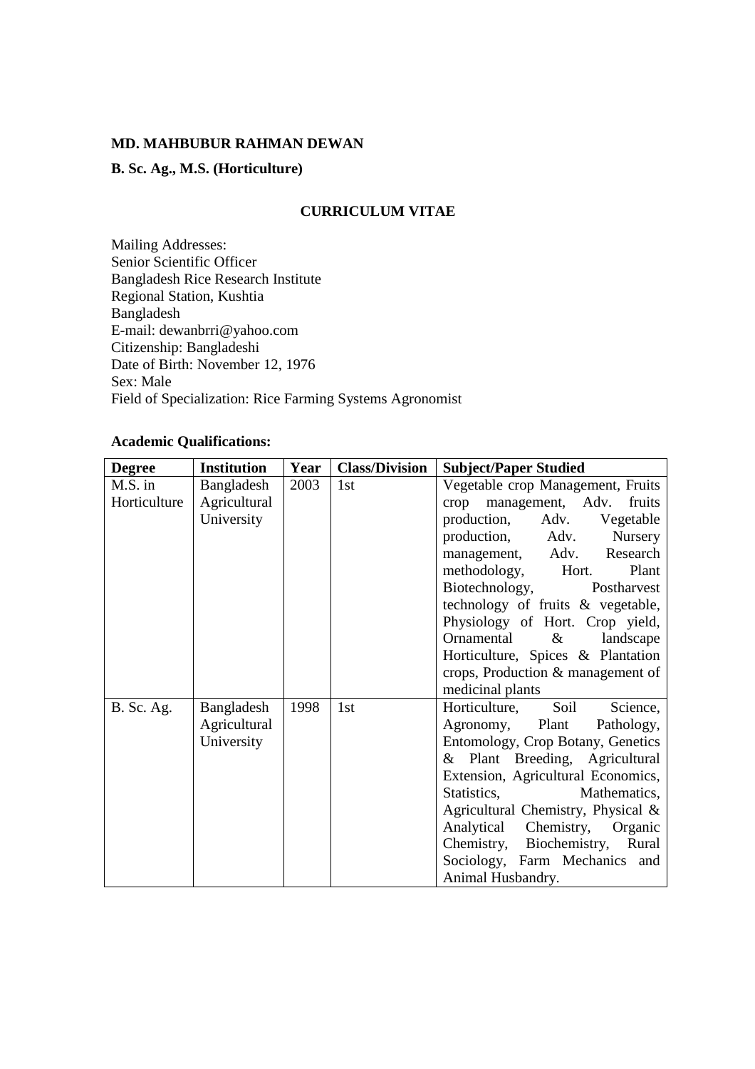**MD. MAHBUBUR RAHMAN DEWAN**

**B. Sc. Ag., M.S. (Horticulture)**

## CURRICULUM VITAE

Mailing Addresses:
Senior Scientific Officer
Bangladesh Rice Research Institute
Regional Station, Kushtia
Bangladesh
E-mail: dewanbrri@yahoo.com
Citizenship: Bangladeshi
Date of Birth: November 12, 1976
Sex: Male
Field of Specialization: Rice Farming Systems Agronomist

**Academic Qualifications:**

| Degree | Institution | Year | Class/Division | Subject/Paper Studied |
|---|---|---|---|---|
| M.S. in Horticulture | Bangladesh Agricultural University | 2003 | 1st | Vegetable crop Management, Fruits crop management, Adv. fruits production, Adv. Vegetable production, Adv. Nursery management, Adv. Research methodology, Hort. Plant Biotechnology, Postharvest technology of fruits & vegetable, Physiology of Hort. Crop yield, Ornamental & landscape Horticulture, Spices & Plantation crops, Production & management of medicinal plants |
| B. Sc. Ag. | Bangladesh Agricultural University | 1998 | 1st | Horticulture, Soil Science, Agronomy, Plant Pathology, Entomology, Crop Botany, Genetics & Plant Breeding, Agricultural Extension, Agricultural Economics, Statistics, Mathematics, Agricultural Chemistry, Physical & Analytical Chemistry, Organic Chemistry, Biochemistry, Rural Sociology, Farm Mechanics and Animal Husbandry. |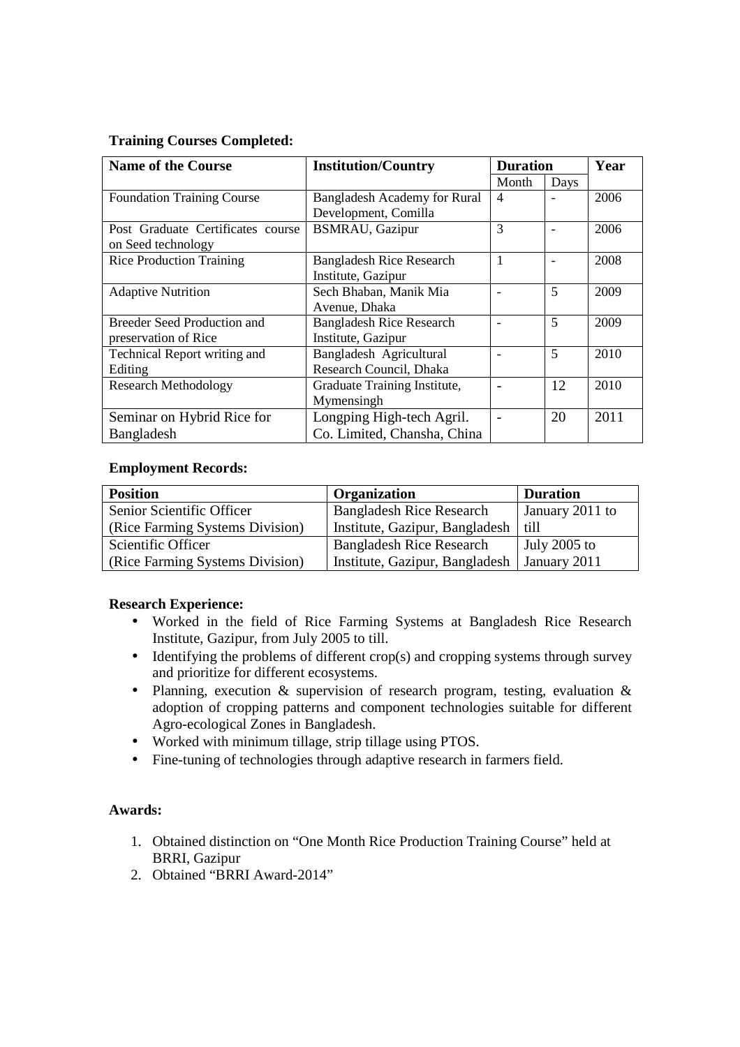**Training Courses Completed:**

| Name of the Course | Institution/Country | Duration | | Year |
|---|---|---|---|---|
| | | Month | Days | |
| Foundation Training Course | Bangladesh Academy for Rural Development, Comilla | 4 | - | 2006 |
| Post Graduate Certificates course on Seed technology | BSMRAU, Gazipur | 3 | - | 2006 |
| Rice Production Training | Bangladesh Rice Research Institute, Gazipur | 1 | - | 2008 |
| Adaptive Nutrition | Sech Bhaban, Manik Mia Avenue, Dhaka | - | 5 | 2009 |
| Breeder Seed Production and preservation of Rice | Bangladesh Rice Research Institute, Gazipur | - | 5 | 2009 |
| Technical Report writing and Editing | Bangladesh Agricultural Research Council, Dhaka | - | 5 | 2010 |
| Research Methodology | Graduate Training Institute, Mymensingh | - | 12 | 2010 |
| Seminar on Hybrid Rice for Bangladesh | Longping High-tech Agril. Co. Limited, Chansha, China | - | 20 | 2011 |

**Employment Records:**

| Position | Organization | Duration |
|---|---|---|
| Senior Scientific Officer (Rice Farming Systems Division) | Bangladesh Rice Research Institute, Gazipur, Bangladesh | January 2011 to till |
| Scientific Officer (Rice Farming Systems Division) | Bangladesh Rice Research Institute, Gazipur, Bangladesh | July 2005 to January 2011 |

**Research Experience:**

- Worked in the field of Rice Farming Systems at Bangladesh Rice Research Institute, Gazipur, from July 2005 to till.
- Identifying the problems of different crop(s) and cropping systems through survey and prioritize for different ecosystems.
- Planning, execution & supervision of research program, testing, evaluation & adoption of cropping patterns and component technologies suitable for different Agro-ecological Zones in Bangladesh.
- Worked with minimum tillage, strip tillage using PTOS.
- Fine-tuning of technologies through adaptive research in farmers field.

**Awards:**

1. Obtained distinction on "One Month Rice Production Training Course" held at BRRI, Gazipur
2. Obtained "BRRI Award-2014"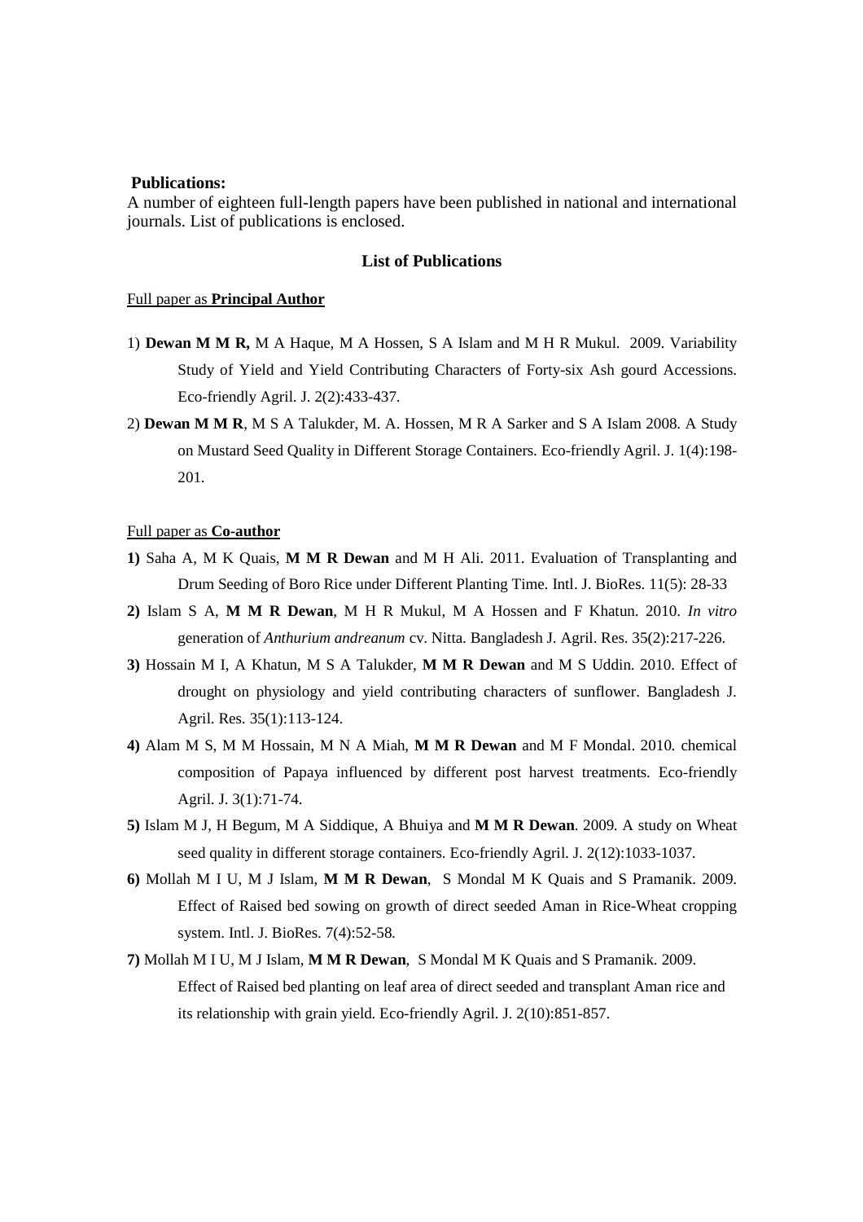**Publications:**

A number of eighteen full-length papers have been published in national and international journals. List of publications is enclosed.

**List of Publications**

Full paper as **Principal Author**

1) **Dewan M M R,** M A Haque, M A Hossen, S A Islam and M H R Mukul. 2009. Variability Study of Yield and Yield Contributing Characters of Forty-six Ash gourd Accessions. Eco-friendly Agril. J. 2(2):433-437.

2) **Dewan M M R**, M S A Talukder, M. A. Hossen, M R A Sarker and S A Islam 2008. A Study on Mustard Seed Quality in Different Storage Containers. Eco-friendly Agril. J. 1(4):198-201.

Full paper as **Co-author**

**1)** Saha A, M K Quais, **M M R Dewan** and M H Ali. 2011. Evaluation of Transplanting and Drum Seeding of Boro Rice under Different Planting Time. Intl. J. BioRes. 11(5): 28-33

**2)** Islam S A, **M M R Dewan**, M H R Mukul, M A Hossen and F Khatun. 2010. *In vitro* generation of *Anthurium andreanum* cv. Nitta. Bangladesh J. Agril. Res. 35(2):217-226.

**3)** Hossain M I, A Khatun, M S A Talukder, **M M R Dewan** and M S Uddin. 2010. Effect of drought on physiology and yield contributing characters of sunflower. Bangladesh J. Agril. Res. 35(1):113-124.

**4)** Alam M S, M M Hossain, M N A Miah, **M M R Dewan** and M F Mondal. 2010. chemical composition of Papaya influenced by different post harvest treatments. Eco-friendly Agril. J. 3(1):71-74.

**5)** Islam M J, H Begum, M A Siddique, A Bhuiya and **M M R Dewan**. 2009. A study on Wheat seed quality in different storage containers. Eco-friendly Agril. J. 2(12):1033-1037.

**6)** Mollah M I U, M J Islam, **M M R Dewan**, S Mondal M K Quais and S Pramanik. 2009. Effect of Raised bed sowing on growth of direct seeded Aman in Rice-Wheat cropping system. Intl. J. BioRes. 7(4):52-58.

**7)** Mollah M I U, M J Islam, **M M R Dewan**, S Mondal M K Quais and S Pramanik. 2009. Effect of Raised bed planting on leaf area of direct seeded and transplant Aman rice and its relationship with grain yield. Eco-friendly Agril. J. 2(10):851-857.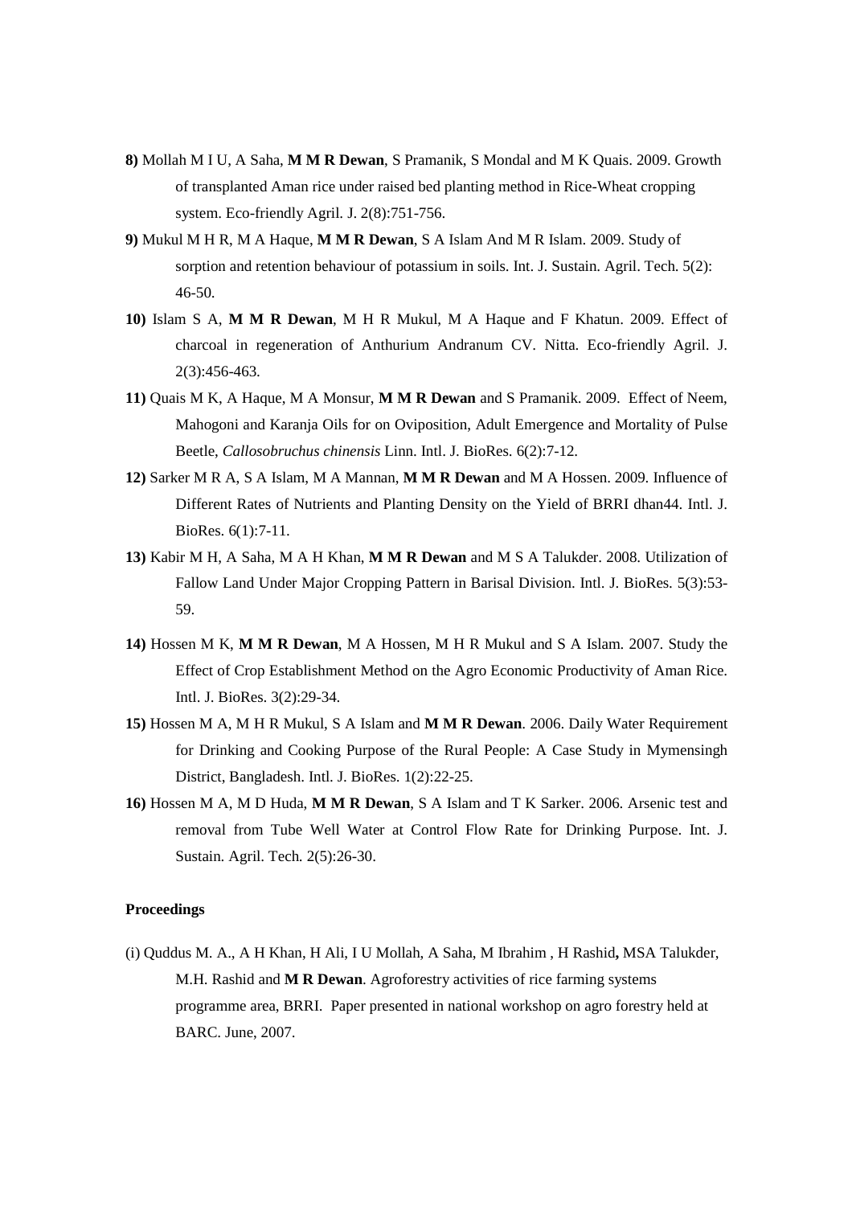**8)** Mollah M I U, A Saha, **M M R Dewan**, S Pramanik, S Mondal and M K Quais. 2009. Growth of transplanted Aman rice under raised bed planting method in Rice-Wheat cropping system. Eco-friendly Agril. J. 2(8):751-756.

**9)** Mukul M H R, M A Haque, **M M R Dewan**, S A Islam And M R Islam. 2009. Study of sorption and retention behaviour of potassium in soils. Int. J. Sustain. Agril. Tech. 5(2): 46-50.

**10)** Islam S A, **M M R Dewan**, M H R Mukul, M A Haque and F Khatun. 2009. Effect of charcoal in regeneration of Anthurium Andranum CV. Nitta. Eco-friendly Agril. J. 2(3):456-463.

**11)** Quais M K, A Haque, M A Monsur, **M M R Dewan** and S Pramanik. 2009. Effect of Neem, Mahogoni and Karanja Oils for on Oviposition, Adult Emergence and Mortality of Pulse Beetle, *Callosobruchus chinensis* Linn. Intl. J. BioRes. 6(2):7-12.

**12)** Sarker M R A, S A Islam, M A Mannan, **M M R Dewan** and M A Hossen. 2009. Influence of Different Rates of Nutrients and Planting Density on the Yield of BRRI dhan44. Intl. J. BioRes. 6(1):7-11.

**13)** Kabir M H, A Saha, M A H Khan, **M M R Dewan** and M S A Talukder. 2008. Utilization of Fallow Land Under Major Cropping Pattern in Barisal Division. Intl. J. BioRes. 5(3):53-59.

**14)** Hossen M K, **M M R Dewan**, M A Hossen, M H R Mukul and S A Islam. 2007. Study the Effect of Crop Establishment Method on the Agro Economic Productivity of Aman Rice. Intl. J. BioRes. 3(2):29-34.

**15)** Hossen M A, M H R Mukul, S A Islam and **M M R Dewan**. 2006. Daily Water Requirement for Drinking and Cooking Purpose of the Rural People: A Case Study in Mymensingh District, Bangladesh. Intl. J. BioRes. 1(2):22-25.

**16)** Hossen M A, M D Huda, **M M R Dewan**, S A Islam and T K Sarker. 2006. Arsenic test and removal from Tube Well Water at Control Flow Rate for Drinking Purpose. Int. J. Sustain. Agril. Tech. 2(5):26-30.

**Proceedings**

(i) Quddus M. A., A H Khan, H Ali, I U Mollah, A Saha, M Ibrahim , H Rashid**,** MSA Talukder, M.H. Rashid and **M R Dewan**. Agroforestry activities of rice farming systems programme area, BRRI. Paper presented in national workshop on agro forestry held at BARC. June, 2007.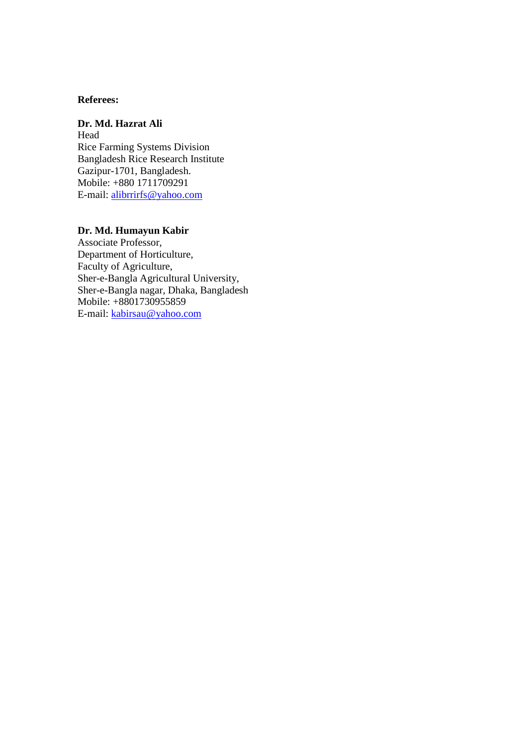**Referees:**

**Dr. Md. Hazrat Ali**
Head
Rice Farming Systems Division
Bangladesh Rice Research Institute
Gazipur-1701, Bangladesh.
Mobile: +880 1711709291
E-mail: alibrrirfs@yahoo.com

**Dr. Md. Humayun Kabir**
Associate Professor,
Department of Horticulture,
Faculty of Agriculture,
Sher-e-Bangla Agricultural University,
Sher-e-Bangla nagar, Dhaka, Bangladesh
Mobile: +8801730955859
E-mail: kabirsau@yahoo.com